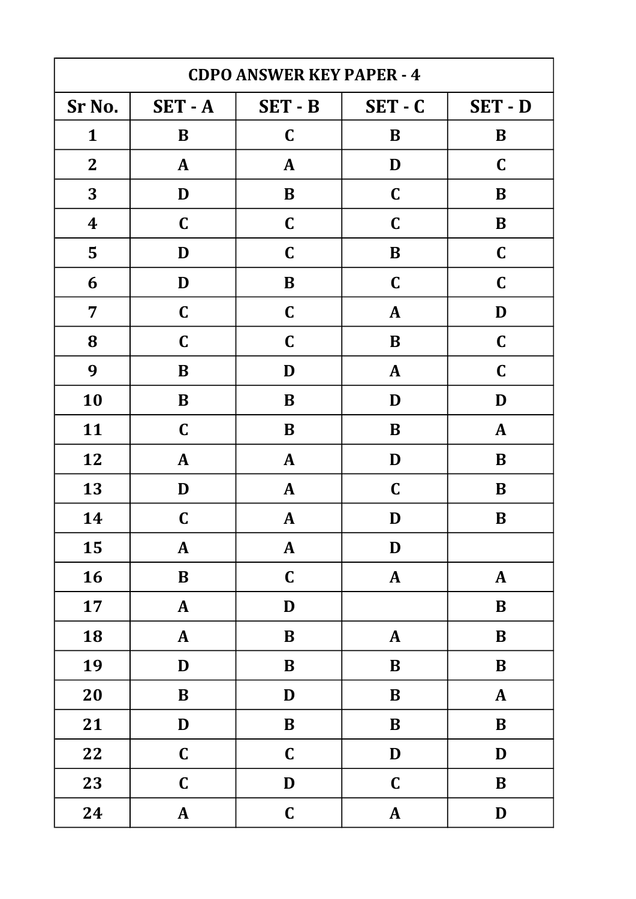| CDPO ANSWER KEY PAPER - 4 | | | | |
|---|---|---|---|---|
| **Sr No.** | **SET - A** | **SET - B** | **SET - C** | **SET - D** |
| 1 | B | C | B | B |
| 2 | A | A | D | C |
| 3 | D | B | C | B |
| 4 | C | C | C | B |
| 5 | D | C | B | C |
| 6 | D | B | C | C |
| 7 | C | C | A | D |
| 8 | C | C | B | C |
| 9 | B | D | A | C |
| 10 | B | B | D | D |
| 11 | C | B | B | A |
| 12 | A | A | D | B |
| 13 | D | A | C | B |
| 14 | C | A | D | B |
| 15 | A | A | D | |
| 16 | B | C | A | A |
| 17 | A | D | | B |
| 18 | A | B | A | B |
| 19 | D | B | B | B |
| 20 | B | D | B | A |
| 21 | D | B | B | B |
| 22 | C | C | D | D |
| 23 | C | D | C | B |
| 24 | A | C | A | D |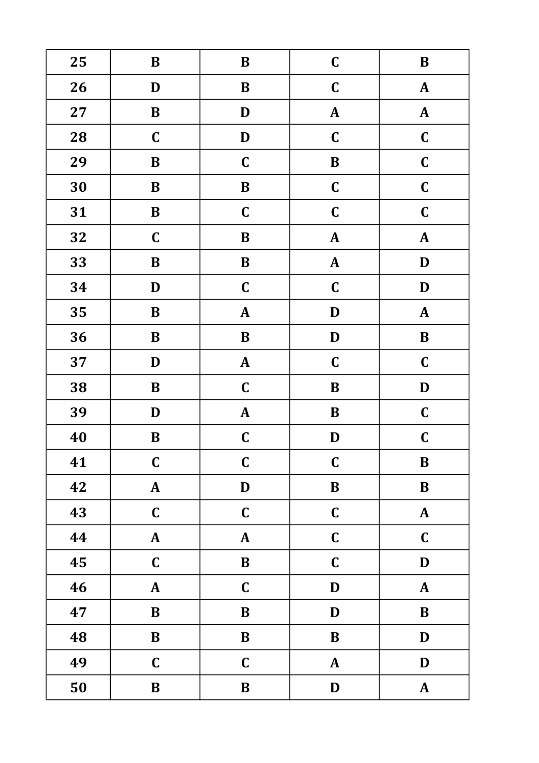| 25 | B | B | C | B |
|---|---|---|---|---|
| 26 | D | B | C | A |
| 27 | B | D | A | A |
| 28 | C | D | C | C |
| 29 | B | C | B | C |
| 30 | B | B | C | C |
| 31 | B | C | C | C |
| 32 | C | B | A | A |
| 33 | B | B | A | D |
| 34 | D | C | C | D |
| 35 | B | A | D | A |
| 36 | B | B | D | B |
| 37 | D | A | C | C |
| 38 | B | C | B | D |
| 39 | D | A | B | C |
| 40 | B | C | D | C |
| 41 | C | C | C | B |
| 42 | A | D | B | B |
| 43 | C | C | C | A |
| 44 | A | A | C | C |
| 45 | C | B | C | D |
| 46 | A | C | D | A |
| 47 | B | B | D | B |
| 48 | B | B | B | D |
| 49 | C | C | A | D |
| 50 | B | B | D | A |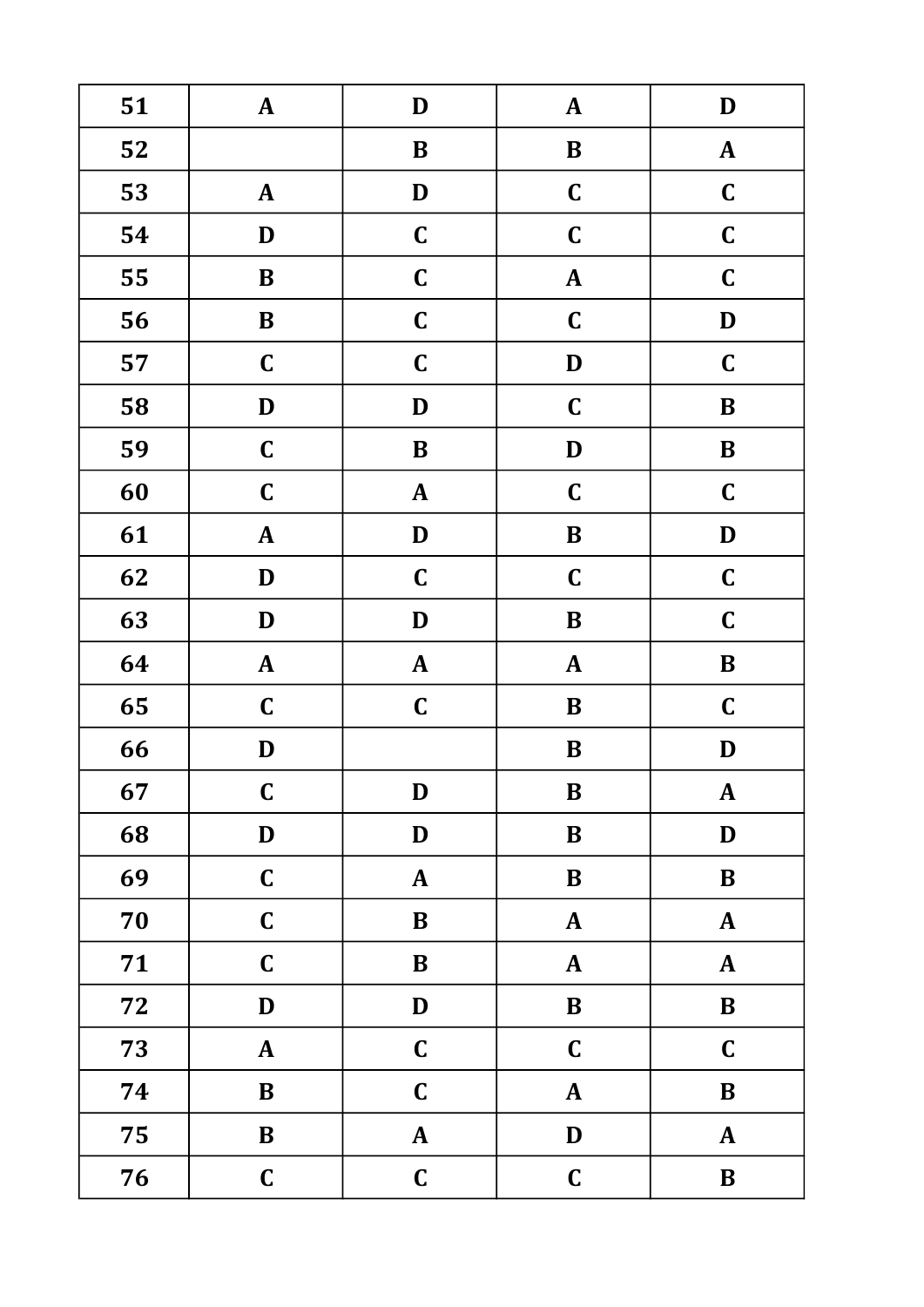| 51 | A | D | A | D |
|---|---|---|---|---|
| 52 | | B | B | A |
| 53 | A | D | C | C |
| 54 | D | C | C | C |
| 55 | B | C | A | C |
| 56 | B | C | C | D |
| 57 | C | C | D | C |
| 58 | D | D | C | B |
| 59 | C | B | D | B |
| 60 | C | A | C | C |
| 61 | A | D | B | D |
| 62 | D | C | C | C |
| 63 | D | D | B | C |
| 64 | A | A | A | B |
| 65 | C | C | B | C |
| 66 | D | | B | D |
| 67 | C | D | B | A |
| 68 | D | D | B | D |
| 69 | C | A | B | B |
| 70 | C | B | A | A |
| 71 | C | B | A | A |
| 72 | D | D | B | B |
| 73 | A | C | C | C |
| 74 | B | C | A | B |
| 75 | B | A | D | A |
| 76 | C | C | C | B |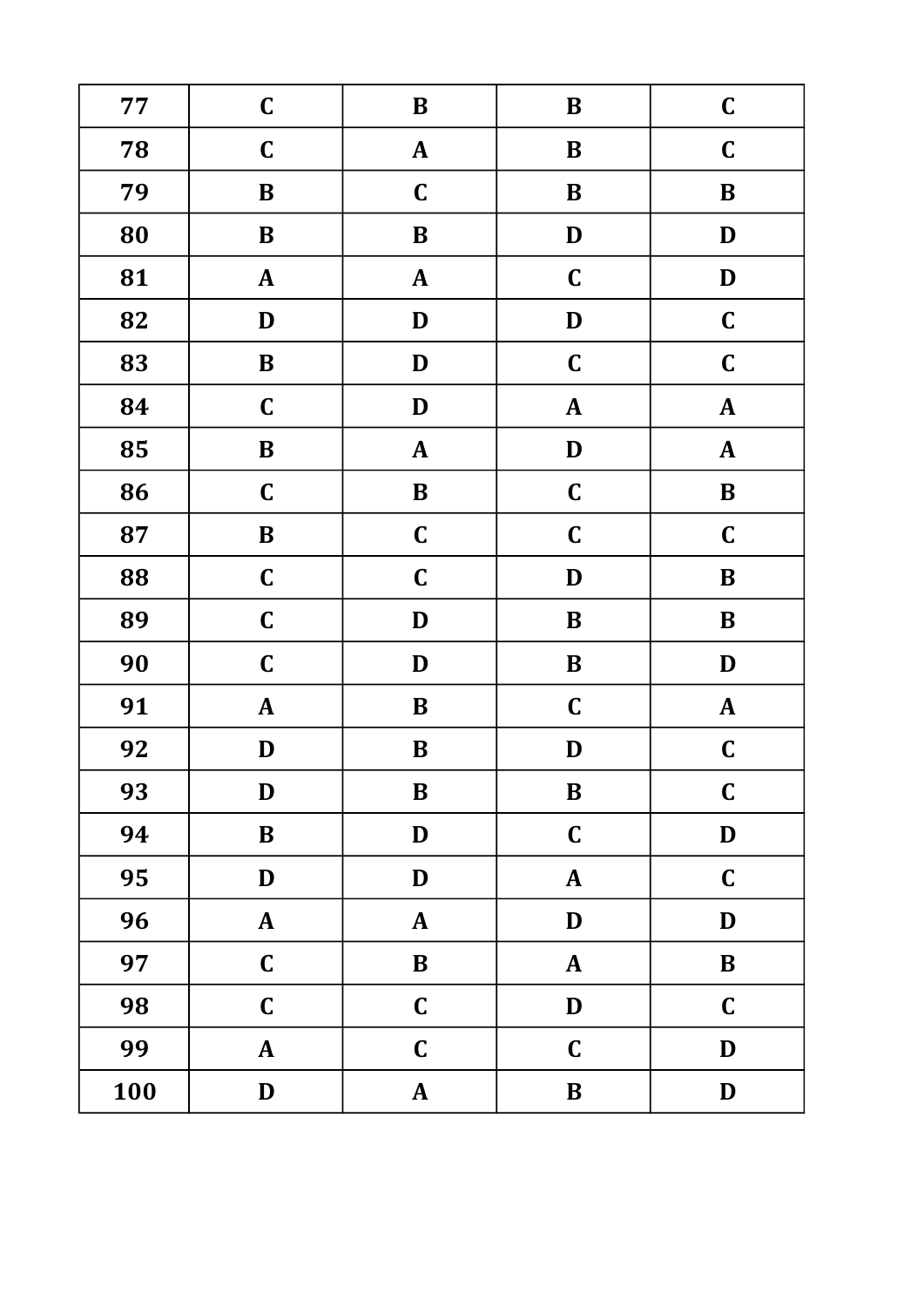| | | | | |
|---|---|---|---|---|
| **77** | **C** | **B** | **B** | **C** |
| **78** | **C** | **A** | **B** | **C** |
| **79** | **B** | **C** | **B** | **B** |
| **80** | **B** | **B** | **D** | **D** |
| **81** | **A** | **A** | **C** | **D** |
| **82** | **D** | **D** | **D** | **C** |
| **83** | **B** | **D** | **C** | **C** |
| **84** | **C** | **D** | **A** | **A** |
| **85** | **B** | **A** | **D** | **A** |
| **86** | **C** | **B** | **C** | **B** |
| **87** | **B** | **C** | **C** | **C** |
| **88** | **C** | **C** | **D** | **B** |
| **89** | **C** | **D** | **B** | **B** |
| **90** | **C** | **D** | **B** | **D** |
| **91** | **A** | **B** | **C** | **A** |
| **92** | **D** | **B** | **D** | **C** |
| **93** | **D** | **B** | **B** | **C** |
| **94** | **B** | **D** | **C** | **D** |
| **95** | **D** | **D** | **A** | **C** |
| **96** | **A** | **A** | **D** | **D** |
| **97** | **C** | **B** | **A** | **B** |
| **98** | **C** | **C** | **D** | **C** |
| **99** | **A** | **C** | **C** | **D** |
| **100** | **D** | **A** | **B** | **D** |